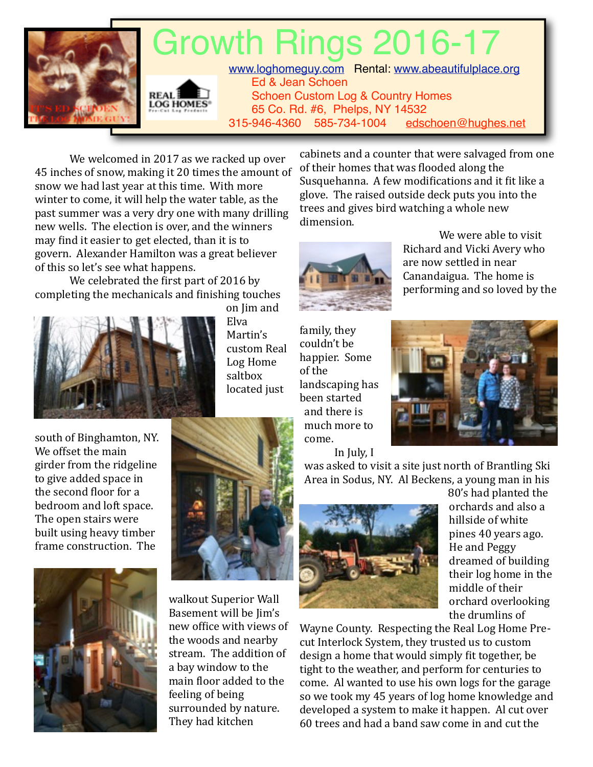# Growth Rings 2016-17

www.loghomeguy.com Rental: www.abeautifulplace.org

Ed & Jean Schoen
Schoen Custom Log & Country Homes
65 Co. Rd. #6, Phelps, NY 14532
315-946-4360 585-734-1004 edschoen@hughes.net

We welcomed in 2017 as we racked up over 45 inches of snow, making it 20 times the amount of snow we had last year at this time. With more winter to come, it will help the water table, as the past summer was a very dry one with many drilling new wells. The election is over, and the winners may find it easier to get elected, than it is to govern. Alexander Hamilton was a great believer of this so let's see what happens.

We celebrated the first part of 2016 by completing the mechanicals and finishing touches on Jim and Elva Martin's custom Real Log Home saltbox located just south of Binghamton, NY. We offset the main girder from the ridgeline to give added space in the second floor for a bedroom and loft space. The open stairs were built using heavy timber frame construction. The walkout Superior Wall Basement will be Jim's new office with views of the woods and nearby stream. The addition of a bay window to the main floor added to the feeling of being surrounded by nature. They had kitchen cabinets and a counter that were salvaged from one of their homes that was flooded along the Susquehanna. A few modifications and it fit like a glove. The raised outside deck puts you into the trees and gives bird watching a whole new dimension.

We were able to visit Richard and Vicki Avery who are now settled in near Canandaigua. The home is performing and so loved by the family, they couldn't be happier. Some of the landscaping has been started and there is much more to come.

In July, I was asked to visit a site just north of Brantling Ski Area in Sodus, NY. Al Beckens, a young man in his 80's had planted the orchards and also a hillside of white pines 40 years ago. He and Peggy dreamed of building their log home in the middle of their orchard overlooking the drumlins of Wayne County. Respecting the Real Log Home Pre-cut Interlock System, they trusted us to custom design a home that would simply fit together, be tight to the weather, and perform for centuries to come. Al wanted to use his own logs for the garage so we took my 45 years of log home knowledge and developed a system to make it happen. Al cut over 60 trees and had a band saw come in and cut the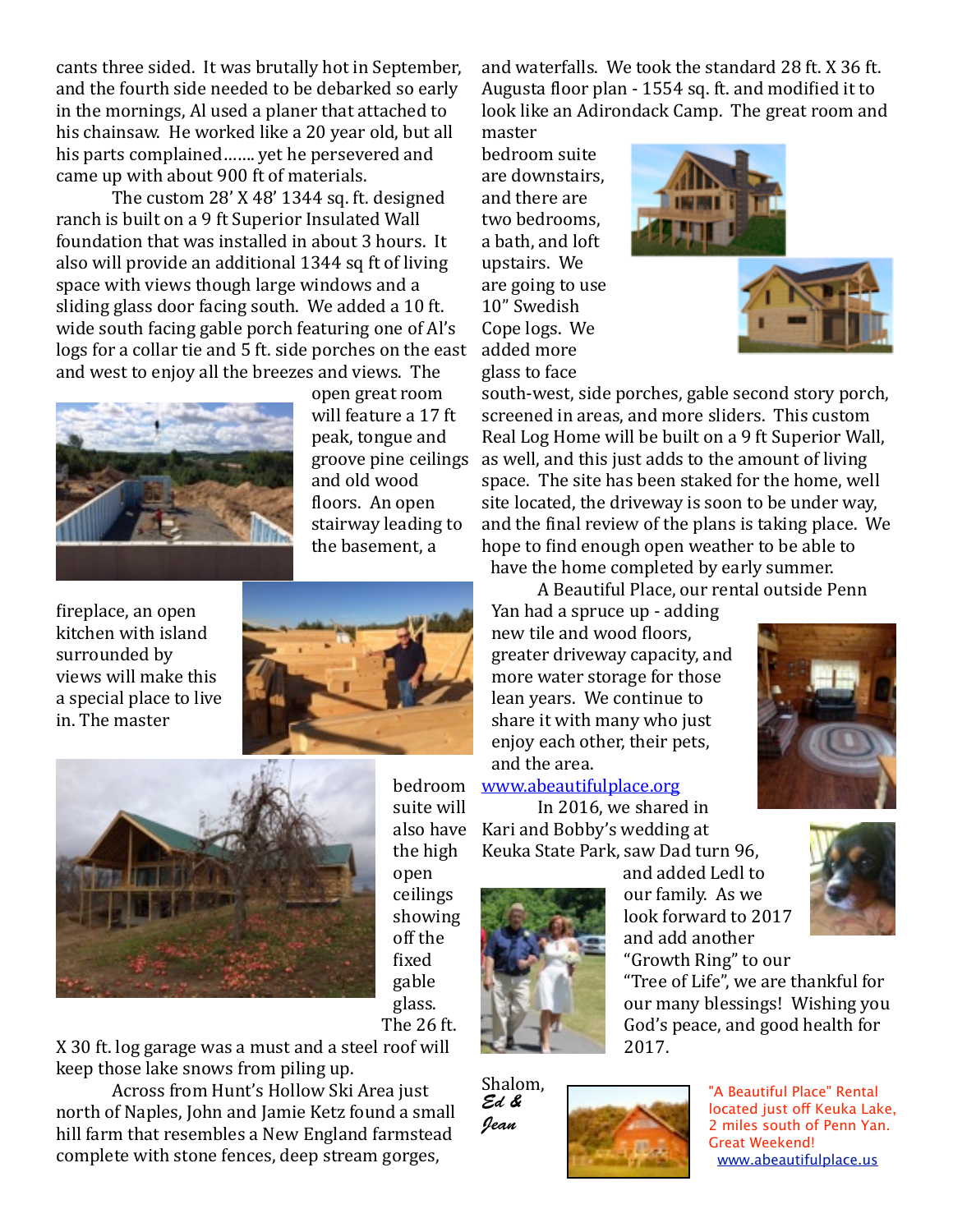cants three sided. It was brutally hot in September, and the fourth side needed to be debarked so early in the mornings, Al used a planer that attached to his chainsaw. He worked like a 20 year old, but all his parts complained……. yet he persevered and came up with about 900 ft of materials.

The custom 28' X 48' 1344 sq. ft. designed ranch is built on a 9 ft Superior Insulated Wall foundation that was installed in about 3 hours. It also will provide an additional 1344 sq ft of living space with views though large windows and a sliding glass door facing south. We added a 10 ft. wide south facing gable porch featuring one of Al's logs for a collar tie and 5 ft. side porches on the east and west to enjoy all the breezes and views. The open great room will feature a 17 ft peak, tongue and groove pine ceilings and old wood floors. An open stairway leading to the basement, a fireplace, an open kitchen with island surrounded by views will make this a special place to live in. The master bedroom suite will also have the high open ceilings showing off the fixed gable glass. The 26 ft. X 30 ft. log garage was a must and a steel roof will keep those lake snows from piling up.

Across from Hunt's Hollow Ski Area just north of Naples, John and Jamie Ketz found a small hill farm that resembles a New England farmstead complete with stone fences, deep stream gorges, and waterfalls. We took the standard 28 ft. X 36 ft. Augusta floor plan - 1554 sq. ft. and modified it to look like an Adirondack Camp. The great room and master bedroom suite are downstairs, and there are two bedrooms, a bath, and loft upstairs. We are going to use 10" Swedish Cope logs. We added more glass to face south-west, side porches, gable second story porch, screened in areas, and more sliders. This custom Real Log Home will be built on a 9 ft Superior Wall, as well, and this just adds to the amount of living space. The site has been staked for the home, well site located, the driveway is soon to be under way, and the final review of the plans is taking place. We hope to find enough open weather to be able to have the home completed by early summer.

A Beautiful Place, our rental outside Penn Yan had a spruce up - adding new tile and wood floors, greater driveway capacity, and more water storage for those lean years. We continue to share it with many who just enjoy each other, their pets, and the area.
www.abeautifulplace.org

In 2016, we shared in Kari and Bobby's wedding at Keuka State Park, saw Dad turn 96, and added Ledl to our family. As we look forward to 2017 and add another "Growth Ring" to our "Tree of Life", we are thankful for our many blessings! Wishing you God's peace, and good health for 2017.

Shalom,
*Ed & Jean*

"A Beautiful Place" Rental located just off Keuka Lake, 2 miles south of Penn Yan. Great Weekend!
www.abeautifulplace.us